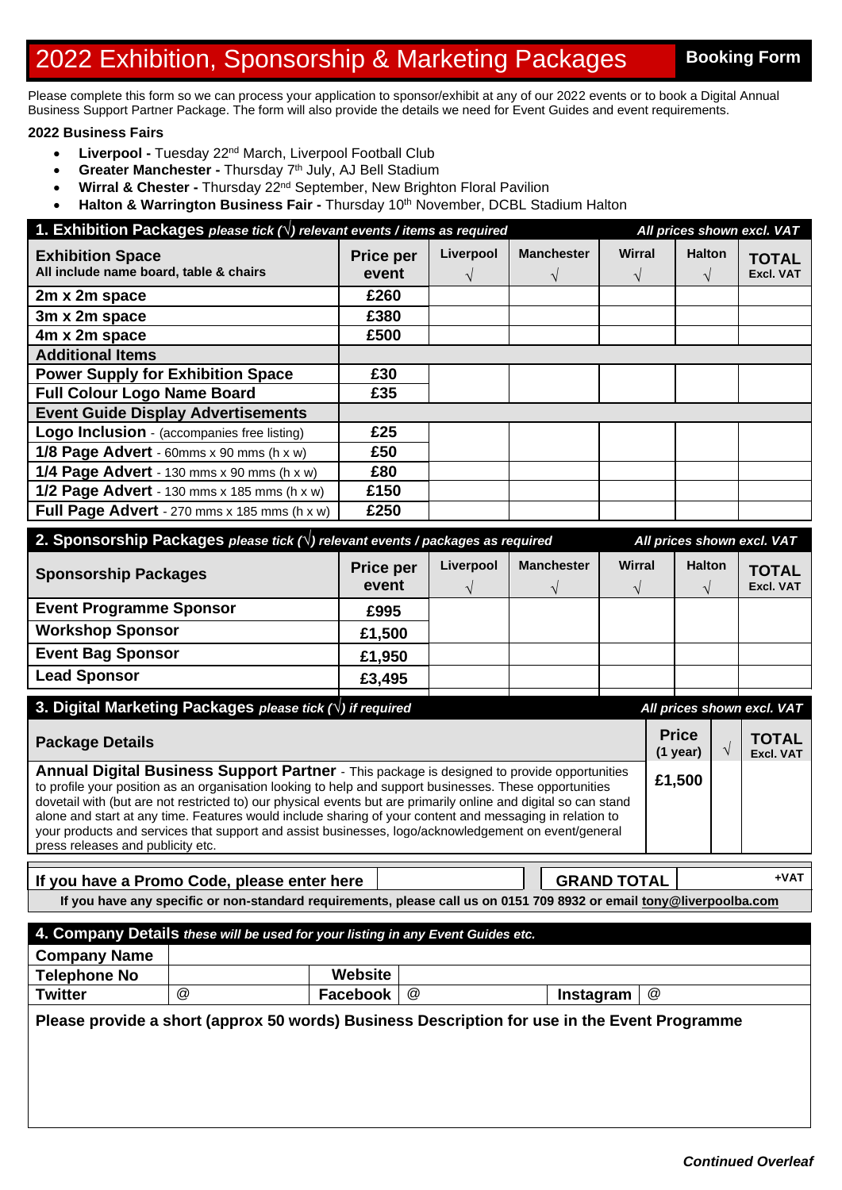# 2022 Exhibition, Sponsorship & Marketing Packages

**Booking Form**

Please complete this form so we can process your application to sponsor/exhibit at any of our 2022 events or to book a Digital Annual Business Support Partner Package. The form will also provide the details we need for Event Guides and event requirements.

**2022 Business Fairs**

- **Liverpool -** Tuesday 22nd March, Liverpool Football Club
- **Greater Manchester -** Thursday 7th July, AJ Bell Stadium
- **Wirral & Chester -** Thursday 22nd September, New Brighton Floral Pavilion
- **Halton & Warrington Business Fair -** Thursday 10th November, DCBL Stadium Halton

## 1. Exhibition Packages *please tick (√) relevant events / items as required* — *All prices shown excl. VAT*

| **Exhibition Space** All include name board, table & chairs | **Price per event** | **Liverpool** √ | **Manchester** √ | **Wirral** √ | **Halton** √ | **TOTAL** Excl. VAT |
|---|---|---|---|---|---|---|
| **2m x 2m space** | **£260** | | | | | |
| **3m x 2m space** | **£380** | | | | | |
| **4m x 2m space** | **£500** | | | | | |
| **Additional Items** | | | | | | |
| **Power Supply for Exhibition Space** | **£30** | | | | | |
| **Full Colour Logo Name Board** | **£35** | | | | | |
| **Event Guide Display Advertisements** | | | | | | |
| **Logo Inclusion** - (accompanies free listing) | **£25** | | | | | |
| **1/8 Page Advert** - 60mms x 90 mms (h x w) | **£50** | | | | | |
| **1/4 Page Advert** - 130 mms x 90 mms (h x w) | **£80** | | | | | |
| **1/2 Page Advert** - 130 mms x 185 mms (h x w) | **£150** | | | | | |
| **Full Page Advert** - 270 mms x 185 mms (h x w) | **£250** | | | | | |

## 2. Sponsorship Packages *please tick (√) relevant events / packages as required* — *All prices shown excl. VAT*

| **Sponsorship Packages** | **Price per event** | **Liverpool** √ | **Manchester** √ | **Wirral** √ | **Halton** √ | **TOTAL** Excl. VAT |
|---|---|---|---|---|---|---|
| **Event Programme Sponsor** | **£995** | | | | | |
| **Workshop Sponsor** | **£1,500** | | | | | |
| **Event Bag Sponsor** | **£1,950** | | | | | |
| **Lead Sponsor** | **£3,495** | | | | | |

## 3. Digital Marketing Packages *please tick (√) if required* — *All prices shown excl. VAT*

| **Package Details** | **Price (1 year)** | √ | **TOTAL** Excl. VAT |
|---|---|---|---|
| **Annual Digital Business Support Partner** - This package is designed to provide opportunities to profile your position as an organisation looking to help and support businesses. These opportunities dovetail with (but are not restricted to) our physical events but are primarily online and digital so can stand alone and start at any time. Features would include sharing of your content and messaging in relation to your products and services that support and assist businesses, logo/acknowledgement on event/general press releases and publicity etc. | **£1,500** | | |

| **If you have a Promo Code, please enter here** | | **GRAND TOTAL** | +VAT |
|---|---|---|---|

**If you have any specific or non-standard requirements, please call us on 0151 709 8932 or email tony@liverpoolba.com**

## 4. Company Details *these will be used for your listing in any Event Guides etc.*

| **Company Name** | | | | | |
|---|---|---|---|---|---|
| **Telephone No** | | **Website** | | | |
| **Twitter** | @ | **Facebook** | @ | **Instagram** | @ |

**Please provide a short (approx 50 words) Business Description for use in the Event Programme**

***Continued Overleaf***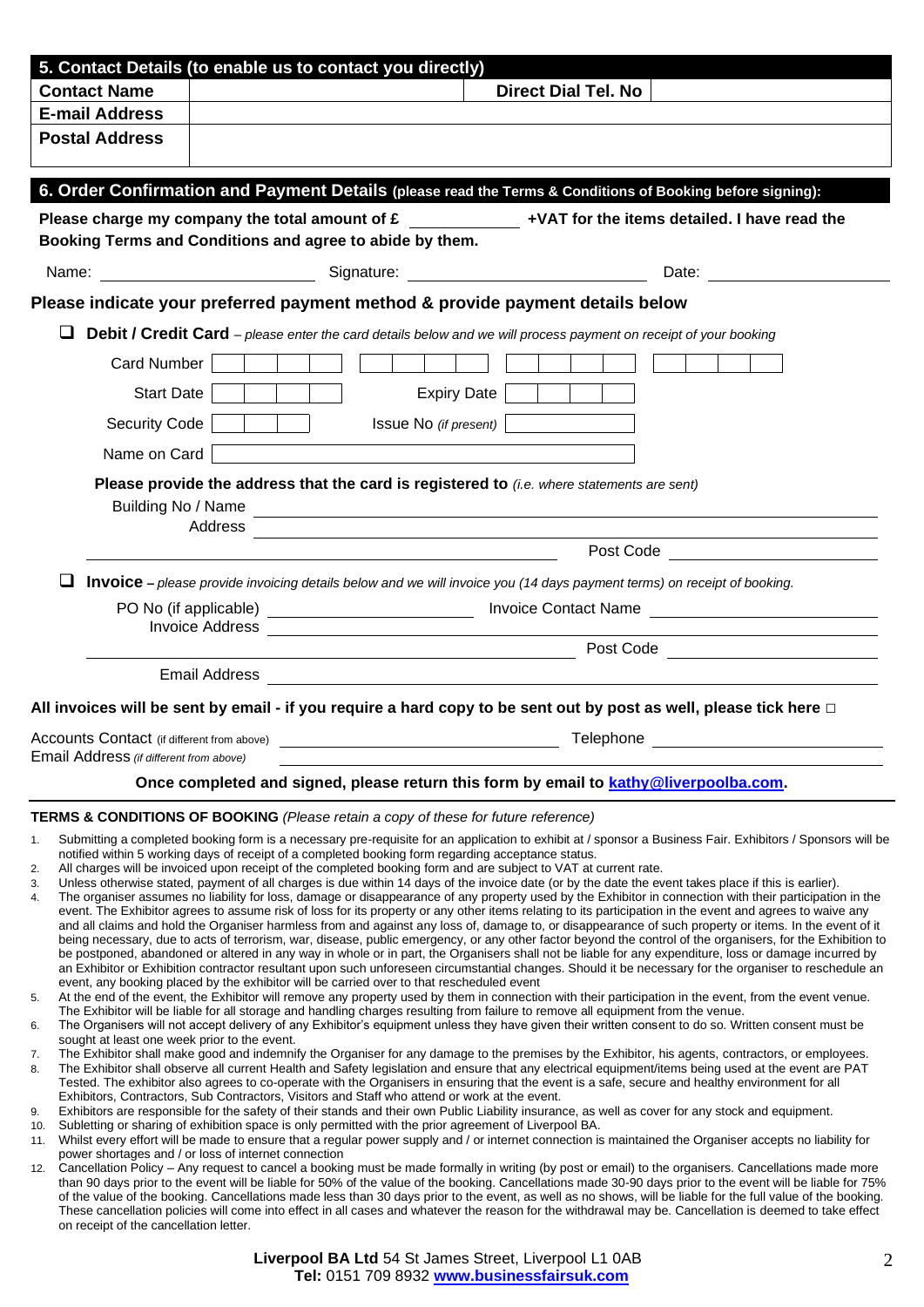## 5. Contact Details (to enable us to contact you directly)

| | | | |
|---|---|---|---|
| **Contact Name** | | **Direct Dial Tel. No** | |
| **E-mail Address** | | | |
| **Postal Address** | | | |

## 6. Order Confirmation and Payment Details (please read the Terms & Conditions of Booking before signing):

**Please charge my company the total amount of £ ____________ +VAT for the items detailed. I have read the Booking Terms and Conditions and agree to abide by them.**

Name: ________________________ Signature: ________________________ Date: ________________

**Please indicate your preferred payment method & provide payment details below**

☐ **Debit / Credit Card** – *please enter the card details below and we will process payment on receipt of your booking*

Card Number | | | | | | | | | | | | | | | | |

Start Date | | | | | Expiry Date | | | | |

Security Code | | | | Issue No *(if present)* | |

Name on Card | |

**Please provide the address that the card is registered to** *(i.e. where statements are sent)*

Building No / Name ____________________________________________

Address ____________________________________________

____________________________________________ Post Code ________________

☐ **Invoice** – *please provide invoicing details below and we will invoice you (14 days payment terms) on receipt of booking.*

PO No (if applicable) ____________________ Invoice Contact Name ____________________

Invoice Address ____________________________________________

____________________________________________ Post Code ________________

Email Address ____________________________________________

**All invoices will be sent by email - if you require a hard copy to be sent out by post as well, please tick here** ☐

Accounts Contact (if different from above) ____________________ Telephone ____________________

Email Address *(if different from above)* ____________________________________________

**Once completed and signed, please return this form by email to [kathy@liverpoolba.com](mailto:kathy@liverpoolba.com).**

---

**TERMS & CONDITIONS OF BOOKING** *(Please retain a copy of these for future reference)*

1. Submitting a completed booking form is a necessary pre-requisite for an application to exhibit at / sponsor a Business Fair. Exhibitors / Sponsors will be notified within 5 working days of receipt of a completed booking form regarding acceptance status.
2. All charges will be invoiced upon receipt of the completed booking form and are subject to VAT at current rate.
3. Unless otherwise stated, payment of all charges is due within 14 days of the invoice date (or by the date the event takes place if this is earlier).
4. The organiser assumes no liability for loss, damage or disappearance of any property used by the Exhibitor in connection with their participation in the event. The Exhibitor agrees to assume risk of loss for its property or any other items relating to its participation in the event and agrees to waive any and all claims and hold the Organiser harmless from and against any loss of, damage to, or disappearance of such property or items. In the event of it being necessary, due to acts of terrorism, war, disease, public emergency, or any other factor beyond the control of the organisers, for the Exhibition to be postponed, abandoned or altered in any way in whole or in part, the Organisers shall not be liable for any expenditure, loss or damage incurred by an Exhibitor or Exhibition contractor resultant upon such unforeseen circumstantial changes. Should it be necessary for the organiser to reschedule an event, any booking placed by the exhibitor will be carried over to that rescheduled event
5. At the end of the event, the Exhibitor will remove any property used by them in connection with their participation in the event, from the event venue. The Exhibitor will be liable for all storage and handling charges resulting from failure to remove all equipment from the venue.
6. The Organisers will not accept delivery of any Exhibitor's equipment unless they have given their written consent to do so. Written consent must be sought at least one week prior to the event.
7. The Exhibitor shall make good and indemnify the Organiser for any damage to the premises by the Exhibitor, his agents, contractors, or employees.
8. The Exhibitor shall observe all current Health and Safety legislation and ensure that any electrical equipment/items being used at the event are PAT Tested. The exhibitor also agrees to co-operate with the Organisers in ensuring that the event is a safe, secure and healthy environment for all Exhibitors, Contractors, Sub Contractors, Visitors and Staff who attend or work at the event.
9. Exhibitors are responsible for the safety of their stands and their own Public Liability insurance, as well as cover for any stock and equipment.
10. Subletting or sharing of exhibition space is only permitted with the prior agreement of Liverpool BA.
11. Whilst every effort will be made to ensure that a regular power supply and / or internet connection is maintained the Organiser accepts no liability for power shortages and / or loss of internet connection
12. Cancellation Policy – Any request to cancel a booking must be made formally in writing (by post or email) to the organisers. Cancellations made more than 90 days prior to the event will be liable for 50% of the value of the booking. Cancellations made 30-90 days prior to the event will be liable for 75% of the value of the booking. Cancellations made less than 30 days prior to the event, as well as no shows, will be liable for the full value of the booking. These cancellation policies will come into effect in all cases and whatever the reason for the withdrawal may be. Cancellation is deemed to take effect on receipt of the cancellation letter.

**Liverpool BA Ltd** 54 St James Street, Liverpool L1 0AB
**Tel:** 0151 709 8932 **[www.businessfairsuk.com](http://www.businessfairsuk.com)**